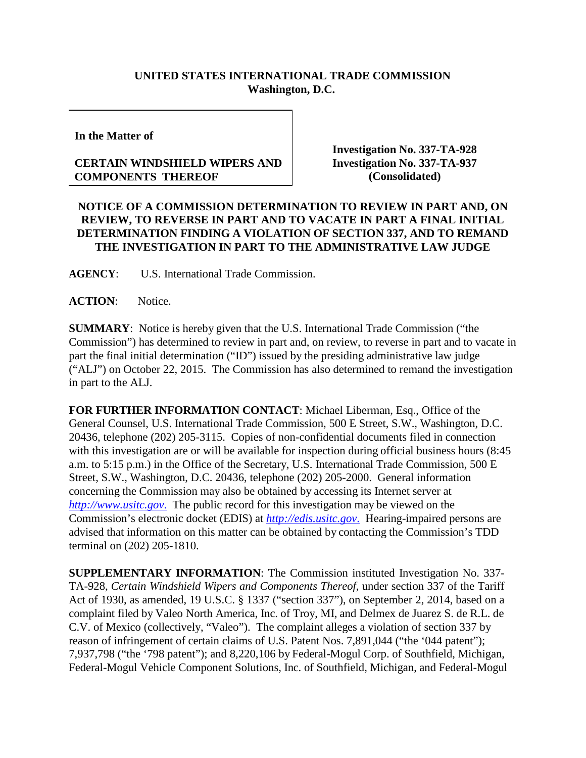**UNITED STATES INTERNATIONAL TRADE COMMISSION**
**Washington, D.C.**

| In the Matter of<br><br>**CERTAIN WINDSHIELD WIPERS AND COMPONENTS THEREOF** | **Investigation No. 337-TA-928**<br>**Investigation No. 337-TA-937**<br>**(Consolidated)** |
|---|---|

**NOTICE OF A COMMISSION DETERMINATION TO REVIEW IN PART AND, ON REVIEW, TO REVERSE IN PART AND TO VACATE IN PART A FINAL INITIAL DETERMINATION FINDING A VIOLATION OF SECTION 337, AND TO REMAND THE INVESTIGATION IN PART TO THE ADMINISTRATIVE LAW JUDGE**

**AGENCY**: U.S. International Trade Commission.

**ACTION**: Notice.

**SUMMARY**: Notice is hereby given that the U.S. International Trade Commission ("the Commission") has determined to review in part and, on review, to reverse in part and to vacate in part the final initial determination ("ID") issued by the presiding administrative law judge ("ALJ") on October 22, 2015. The Commission has also determined to remand the investigation in part to the ALJ.

**FOR FURTHER INFORMATION CONTACT**: Michael Liberman, Esq., Office of the General Counsel, U.S. International Trade Commission, 500 E Street, S.W., Washington, D.C. 20436, telephone (202) 205-3115. Copies of non-confidential documents filed in connection with this investigation are or will be available for inspection during official business hours (8:45 a.m. to 5:15 p.m.) in the Office of the Secretary, U.S. International Trade Commission, 500 E Street, S.W., Washington, D.C. 20436, telephone (202) 205-2000. General information concerning the Commission may also be obtained by accessing its Internet server at *http://www.usitc.gov*. The public record for this investigation may be viewed on the Commission's electronic docket (EDIS) at *http://edis.usitc.gov*. Hearing-impaired persons are advised that information on this matter can be obtained by contacting the Commission's TDD terminal on (202) 205-1810.

**SUPPLEMENTARY INFORMATION**: The Commission instituted Investigation No. 337-TA-928, *Certain Windshield Wipers and Components Thereof*, under section 337 of the Tariff Act of 1930, as amended, 19 U.S.C. § 1337 ("section 337"), on September 2, 2014, based on a complaint filed by Valeo North America, Inc. of Troy, MI, and Delmex de Juarez S. de R.L. de C.V. of Mexico (collectively, "Valeo"). The complaint alleges a violation of section 337 by reason of infringement of certain claims of U.S. Patent Nos. 7,891,044 ("the '044 patent"); 7,937,798 ("the '798 patent"); and 8,220,106 by Federal-Mogul Corp. of Southfield, Michigan, Federal-Mogul Vehicle Component Solutions, Inc. of Southfield, Michigan, and Federal-Mogul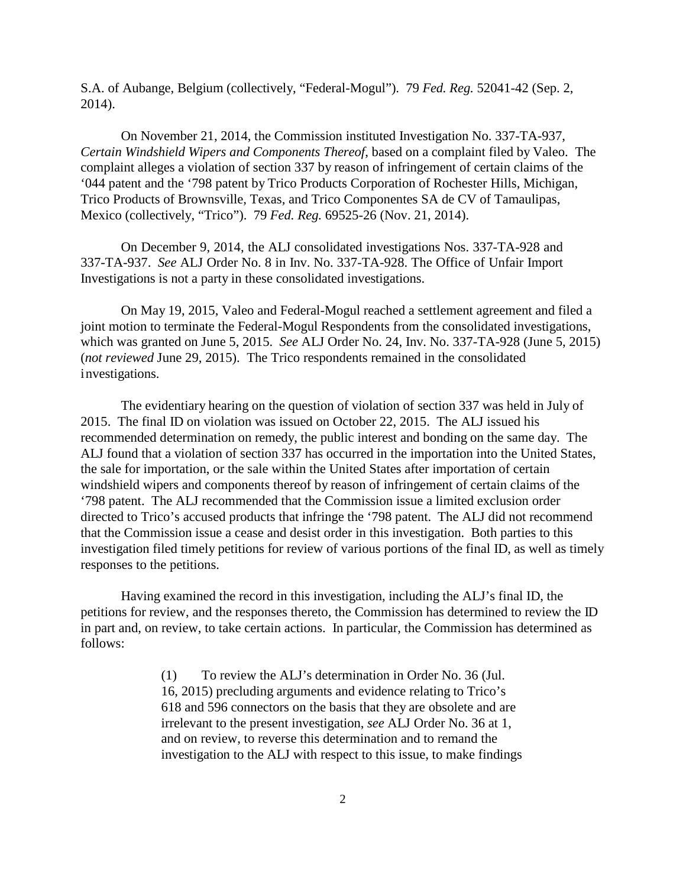S.A. of Aubange, Belgium (collectively, "Federal-Mogul"). 79 *Fed. Reg.* 52041-42 (Sep. 2, 2014).

On November 21, 2014, the Commission instituted Investigation No. 337-TA-937, *Certain Windshield Wipers and Components Thereof*, based on a complaint filed by Valeo. The complaint alleges a violation of section 337 by reason of infringement of certain claims of the '044 patent and the '798 patent by Trico Products Corporation of Rochester Hills, Michigan, Trico Products of Brownsville, Texas, and Trico Componentes SA de CV of Tamaulipas, Mexico (collectively, "Trico"). 79 *Fed. Reg.* 69525-26 (Nov. 21, 2014).

On December 9, 2014, the ALJ consolidated investigations Nos. 337-TA-928 and 337-TA-937. *See* ALJ Order No. 8 in Inv. No. 337-TA-928. The Office of Unfair Import Investigations is not a party in these consolidated investigations.

On May 19, 2015, Valeo and Federal-Mogul reached a settlement agreement and filed a joint motion to terminate the Federal-Mogul Respondents from the consolidated investigations, which was granted on June 5, 2015. *See* ALJ Order No. 24, Inv. No. 337-TA-928 (June 5, 2015) (*not reviewed* June 29, 2015). The Trico respondents remained in the consolidated investigations.

The evidentiary hearing on the question of violation of section 337 was held in July of 2015. The final ID on violation was issued on October 22, 2015. The ALJ issued his recommended determination on remedy, the public interest and bonding on the same day. The ALJ found that a violation of section 337 has occurred in the importation into the United States, the sale for importation, or the sale within the United States after importation of certain windshield wipers and components thereof by reason of infringement of certain claims of the '798 patent. The ALJ recommended that the Commission issue a limited exclusion order directed to Trico's accused products that infringe the '798 patent. The ALJ did not recommend that the Commission issue a cease and desist order in this investigation. Both parties to this investigation filed timely petitions for review of various portions of the final ID, as well as timely responses to the petitions.

Having examined the record in this investigation, including the ALJ's final ID, the petitions for review, and the responses thereto, the Commission has determined to review the ID in part and, on review, to take certain actions. In particular, the Commission has determined as follows:

> (1) To review the ALJ's determination in Order No. 36 (Jul. 16, 2015) precluding arguments and evidence relating to Trico's 618 and 596 connectors on the basis that they are obsolete and are irrelevant to the present investigation, *see* ALJ Order No. 36 at 1, and on review, to reverse this determination and to remand the investigation to the ALJ with respect to this issue, to make findings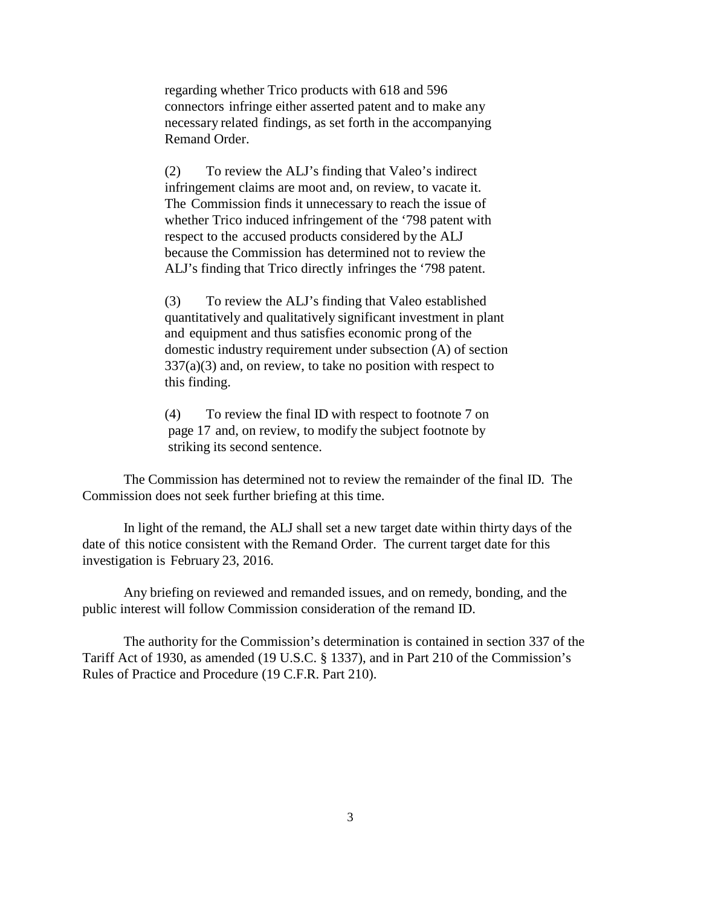regarding whether Trico products with 618 and 596 connectors infringe either asserted patent and to make any necessary related findings, as set forth in the accompanying Remand Order.

(2) To review the ALJ's finding that Valeo's indirect infringement claims are moot and, on review, to vacate it. The Commission finds it unnecessary to reach the issue of whether Trico induced infringement of the '798 patent with respect to the accused products considered by the ALJ because the Commission has determined not to review the ALJ's finding that Trico directly infringes the '798 patent.

(3) To review the ALJ's finding that Valeo established quantitatively and qualitatively significant investment in plant and equipment and thus satisfies economic prong of the domestic industry requirement under subsection (A) of section 337(a)(3) and, on review, to take no position with respect to this finding.

(4) To review the final ID with respect to footnote 7 on page 17 and, on review, to modify the subject footnote by striking its second sentence.

The Commission has determined not to review the remainder of the final ID. The Commission does not seek further briefing at this time.

In light of the remand, the ALJ shall set a new target date within thirty days of the date of this notice consistent with the Remand Order. The current target date for this investigation is February 23, 2016.

Any briefing on reviewed and remanded issues, and on remedy, bonding, and the public interest will follow Commission consideration of the remand ID.

The authority for the Commission's determination is contained in section 337 of the Tariff Act of 1930, as amended (19 U.S.C. § 1337), and in Part 210 of the Commission's Rules of Practice and Procedure (19 C.F.R. Part 210).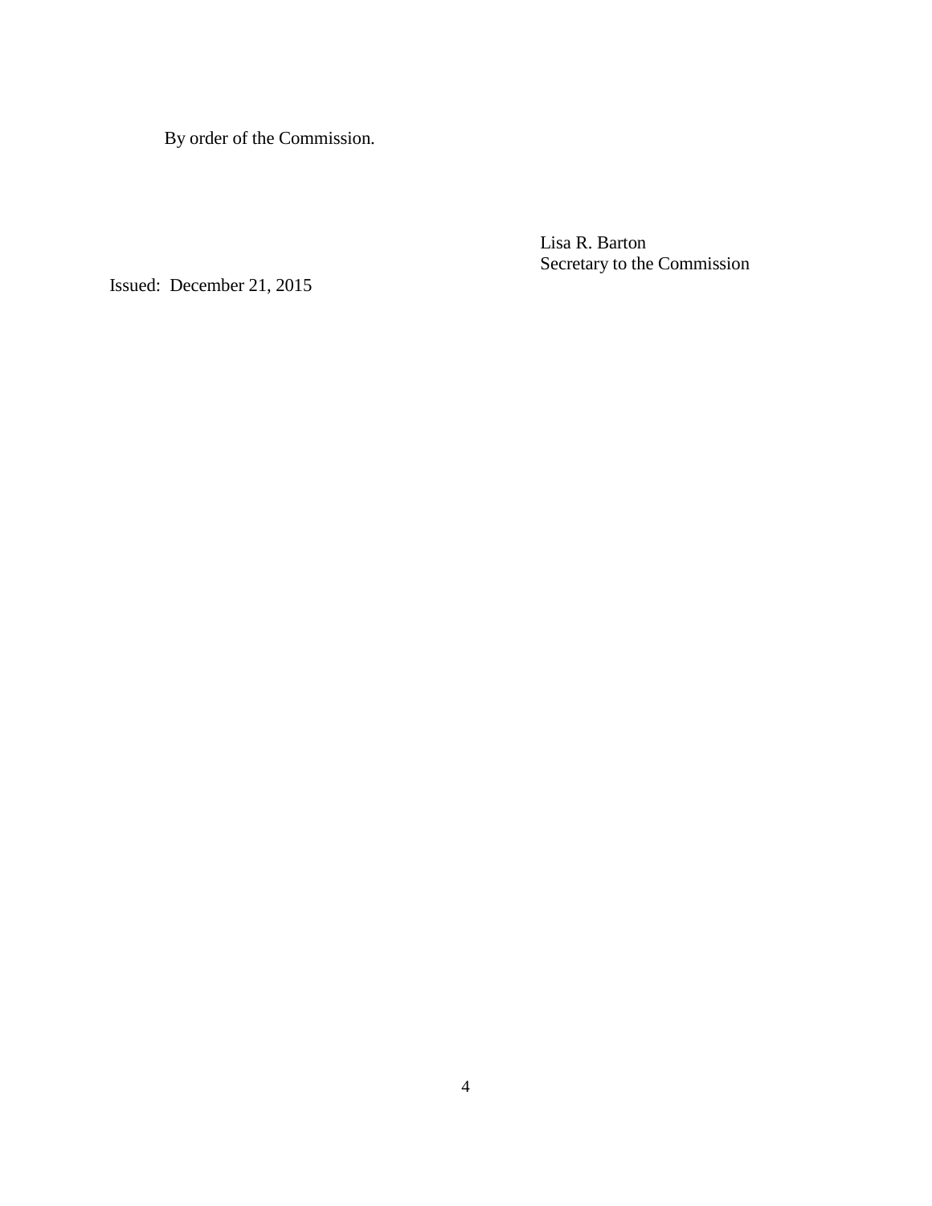By order of the Commission.

Lisa R. Barton
Secretary to the Commission

Issued: December 21, 2015